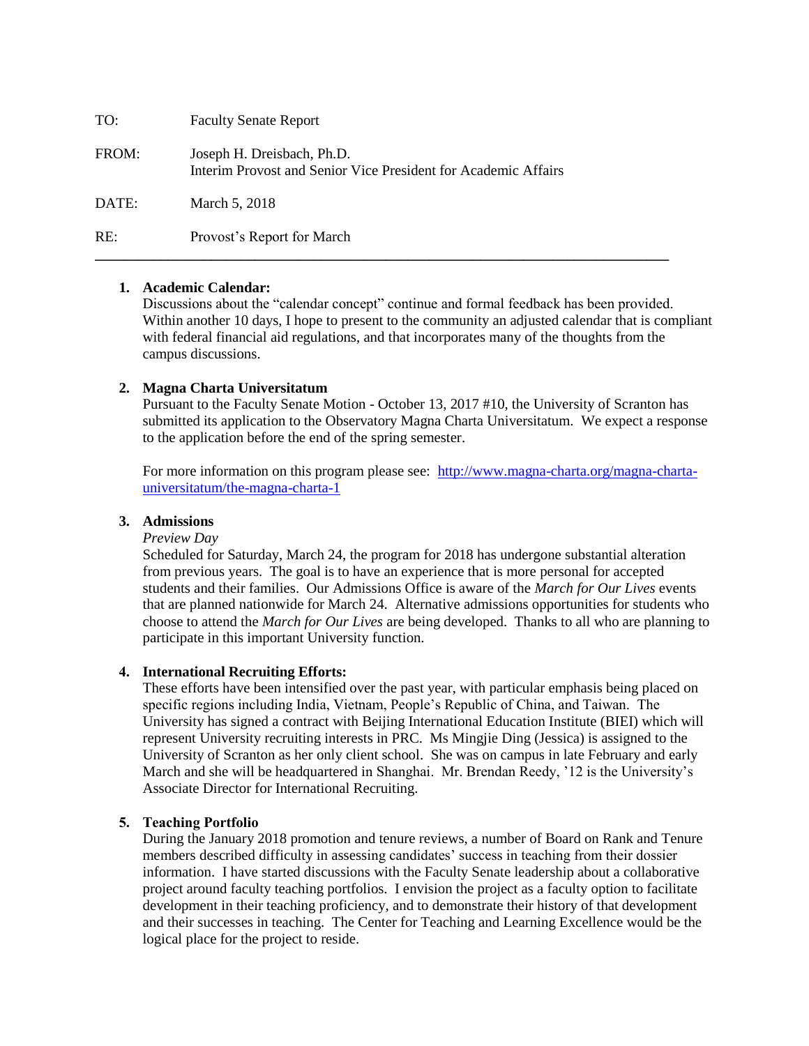TO: Faculty Senate Report

FROM: Joseph H. Dreisbach, Ph.D.
Interim Provost and Senior Vice President for Academic Affairs

DATE: March 5, 2018

RE: Provost's Report for March

---

1. **Academic Calendar:**
   Discussions about the "calendar concept" continue and formal feedback has been provided. Within another 10 days, I hope to present to the community an adjusted calendar that is compliant with federal financial aid regulations, and that incorporates many of the thoughts from the campus discussions.

2. **Magna Charta Universitatum**
   Pursuant to the Faculty Senate Motion - October 13, 2017 #10, the University of Scranton has submitted its application to the Observatory Magna Charta Universitatum. We expect a response to the application before the end of the spring semester.

   For more information on this program please see: [http://www.magna-charta.org/magna-charta-universitatum/the-magna-charta-1](http://www.magna-charta.org/magna-charta-universitatum/the-magna-charta-1)

3. **Admissions**
   *Preview Day*
   Scheduled for Saturday, March 24, the program for 2018 has undergone substantial alteration from previous years. The goal is to have an experience that is more personal for accepted students and their families. Our Admissions Office is aware of the *March for Our Lives* events that are planned nationwide for March 24. Alternative admissions opportunities for students who choose to attend the *March for Our Lives* are being developed. Thanks to all who are planning to participate in this important University function.

4. **International Recruiting Efforts:**
   These efforts have been intensified over the past year, with particular emphasis being placed on specific regions including India, Vietnam, People's Republic of China, and Taiwan. The University has signed a contract with Beijing International Education Institute (BIEI) which will represent University recruiting interests in PRC. Ms Mingjie Ding (Jessica) is assigned to the University of Scranton as her only client school. She was on campus in late February and early March and she will be headquartered in Shanghai. Mr. Brendan Reedy, '12 is the University's Associate Director for International Recruiting.

5. **Teaching Portfolio**
   During the January 2018 promotion and tenure reviews, a number of Board on Rank and Tenure members described difficulty in assessing candidates' success in teaching from their dossier information. I have started discussions with the Faculty Senate leadership about a collaborative project around faculty teaching portfolios. I envision the project as a faculty option to facilitate development in their teaching proficiency, and to demonstrate their history of that development and their successes in teaching. The Center for Teaching and Learning Excellence would be the logical place for the project to reside.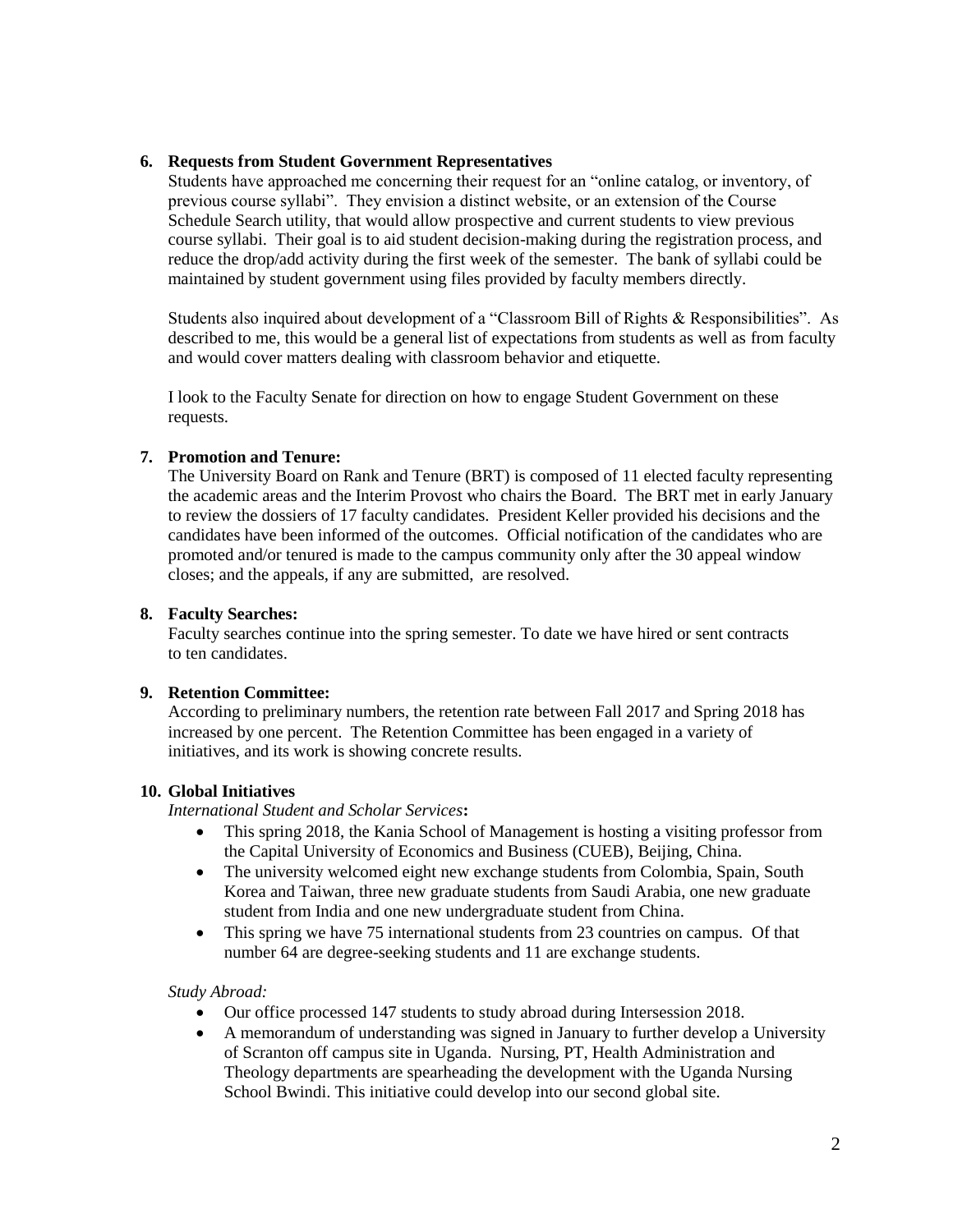**6. Requests from Student Government Representatives**

Students have approached me concerning their request for an "online catalog, or inventory, of previous course syllabi". They envision a distinct website, or an extension of the Course Schedule Search utility, that would allow prospective and current students to view previous course syllabi. Their goal is to aid student decision-making during the registration process, and reduce the drop/add activity during the first week of the semester. The bank of syllabi could be maintained by student government using files provided by faculty members directly.

Students also inquired about development of a "Classroom Bill of Rights & Responsibilities". As described to me, this would be a general list of expectations from students as well as from faculty and would cover matters dealing with classroom behavior and etiquette.

I look to the Faculty Senate for direction on how to engage Student Government on these requests.

**7. Promotion and Tenure:**

The University Board on Rank and Tenure (BRT) is composed of 11 elected faculty representing the academic areas and the Interim Provost who chairs the Board. The BRT met in early January to review the dossiers of 17 faculty candidates. President Keller provided his decisions and the candidates have been informed of the outcomes. Official notification of the candidates who are promoted and/or tenured is made to the campus community only after the 30 appeal window closes; and the appeals, if any are submitted, are resolved.

**8. Faculty Searches:**

Faculty searches continue into the spring semester. To date we have hired or sent contracts to ten candidates.

**9. Retention Committee:**

According to preliminary numbers, the retention rate between Fall 2017 and Spring 2018 has increased by one percent. The Retention Committee has been engaged in a variety of initiatives, and its work is showing concrete results.

**10. Global Initiatives**

*International Student and Scholar Services***:**

- This spring 2018, the Kania School of Management is hosting a visiting professor from the Capital University of Economics and Business (CUEB), Beijing, China.
- The university welcomed eight new exchange students from Colombia, Spain, South Korea and Taiwan, three new graduate students from Saudi Arabia, one new graduate student from India and one new undergraduate student from China.
- This spring we have 75 international students from 23 countries on campus. Of that number 64 are degree-seeking students and 11 are exchange students.

*Study Abroad:*

- Our office processed 147 students to study abroad during Intersession 2018.
- A memorandum of understanding was signed in January to further develop a University of Scranton off campus site in Uganda. Nursing, PT, Health Administration and Theology departments are spearheading the development with the Uganda Nursing School Bwindi. This initiative could develop into our second global site.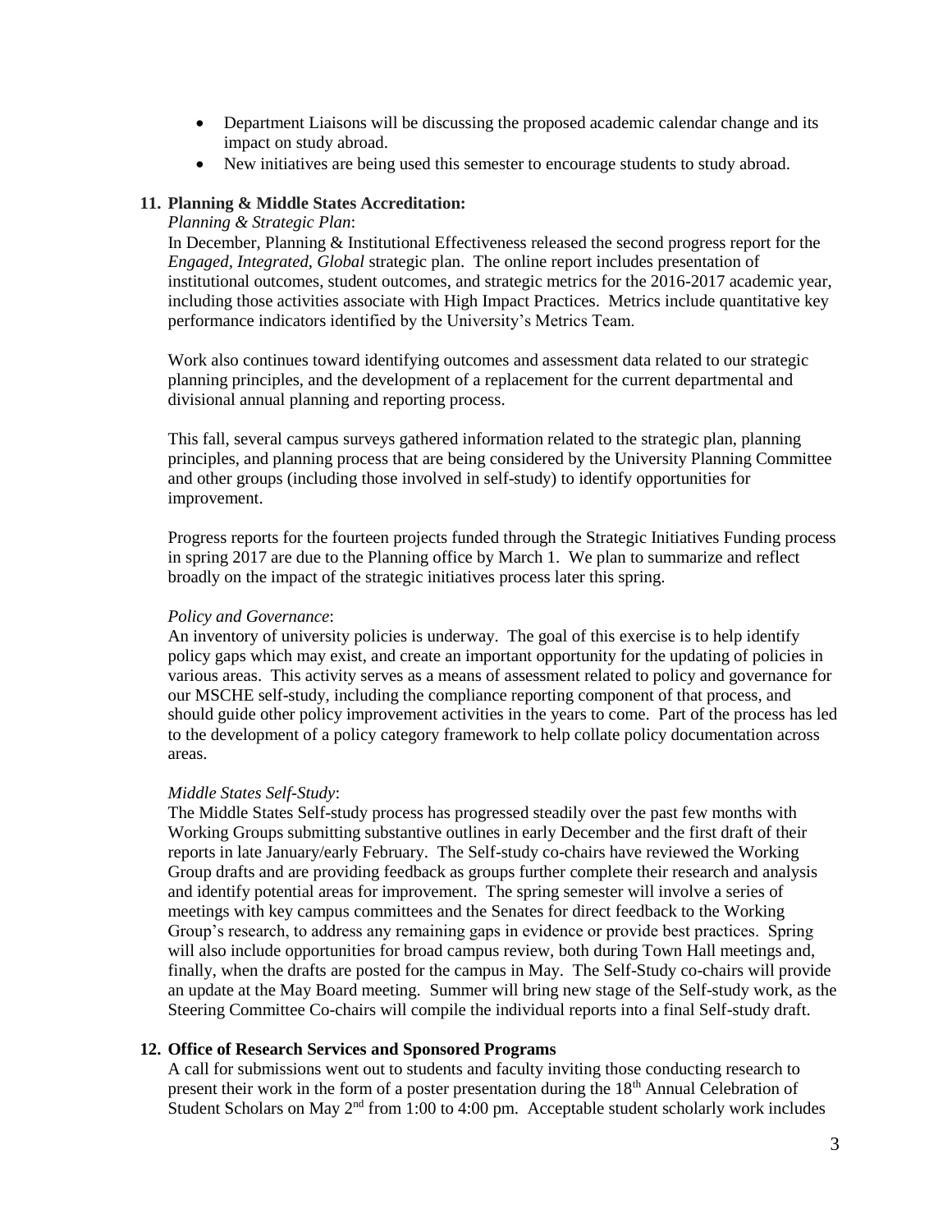- Department Liaisons will be discussing the proposed academic calendar change and its impact on study abroad.
- New initiatives are being used this semester to encourage students to study abroad.

**11. Planning & Middle States Accreditation:**

*Planning & Strategic Plan*:

In December, Planning & Institutional Effectiveness released the second progress report for the *Engaged, Integrated, Global* strategic plan. The online report includes presentation of institutional outcomes, student outcomes, and strategic metrics for the 2016-2017 academic year, including those activities associate with High Impact Practices. Metrics include quantitative key performance indicators identified by the University's Metrics Team.

Work also continues toward identifying outcomes and assessment data related to our strategic planning principles, and the development of a replacement for the current departmental and divisional annual planning and reporting process.

This fall, several campus surveys gathered information related to the strategic plan, planning principles, and planning process that are being considered by the University Planning Committee and other groups (including those involved in self-study) to identify opportunities for improvement.

Progress reports for the fourteen projects funded through the Strategic Initiatives Funding process in spring 2017 are due to the Planning office by March 1. We plan to summarize and reflect broadly on the impact of the strategic initiatives process later this spring.

*Policy and Governance*:

An inventory of university policies is underway. The goal of this exercise is to help identify policy gaps which may exist, and create an important opportunity for the updating of policies in various areas. This activity serves as a means of assessment related to policy and governance for our MSCHE self-study, including the compliance reporting component of that process, and should guide other policy improvement activities in the years to come. Part of the process has led to the development of a policy category framework to help collate policy documentation across areas.

*Middle States Self-Study*:

The Middle States Self-study process has progressed steadily over the past few months with Working Groups submitting substantive outlines in early December and the first draft of their reports in late January/early February. The Self-study co-chairs have reviewed the Working Group drafts and are providing feedback as groups further complete their research and analysis and identify potential areas for improvement. The spring semester will involve a series of meetings with key campus committees and the Senates for direct feedback to the Working Group's research, to address any remaining gaps in evidence or provide best practices. Spring will also include opportunities for broad campus review, both during Town Hall meetings and, finally, when the drafts are posted for the campus in May. The Self-Study co-chairs will provide an update at the May Board meeting. Summer will bring new stage of the Self-study work, as the Steering Committee Co-chairs will compile the individual reports into a final Self-study draft.

**12. Office of Research Services and Sponsored Programs**

A call for submissions went out to students and faculty inviting those conducting research to present their work in the form of a poster presentation during the 18th Annual Celebration of Student Scholars on May 2nd from 1:00 to 4:00 pm. Acceptable student scholarly work includes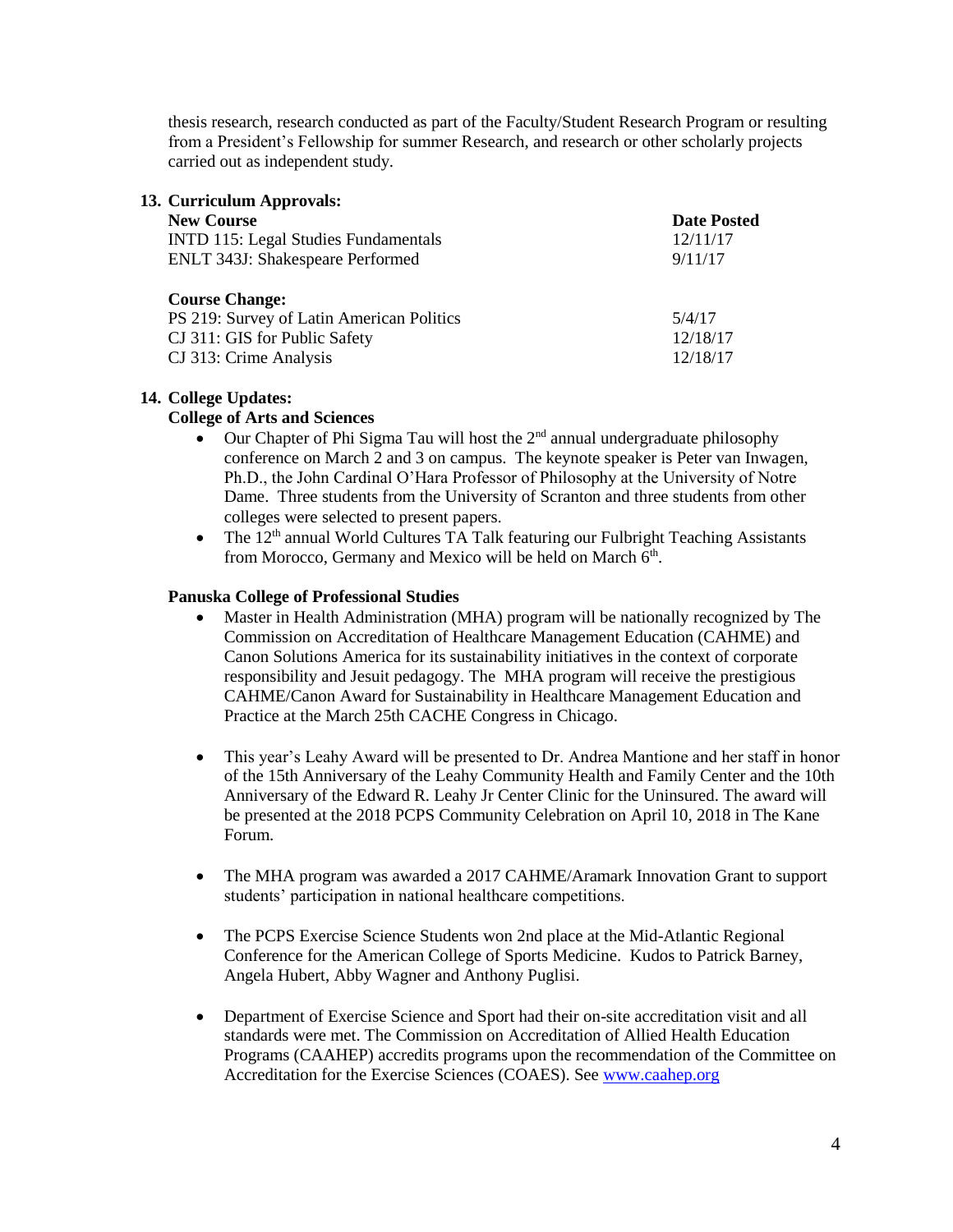thesis research, research conducted as part of the Faculty/Student Research Program or resulting from a President's Fellowship for summer Research, and research or other scholarly projects carried out as independent study.

**13. Curriculum Approvals:**

| **New Course** | **Date Posted** |
|---|---|
| INTD 115: Legal Studies Fundamentals | 12/11/17 |
| ENLT 343J: Shakespeare Performed | 9/11/17 |

| **Course Change:** | |
|---|---|
| PS 219: Survey of Latin American Politics | 5/4/17 |
| CJ 311: GIS for Public Safety | 12/18/17 |
| CJ 313: Crime Analysis | 12/18/17 |

**14. College Updates:**

**College of Arts and Sciences**

- Our Chapter of Phi Sigma Tau will host the 2nd annual undergraduate philosophy conference on March 2 and 3 on campus. The keynote speaker is Peter van Inwagen, Ph.D., the John Cardinal O'Hara Professor of Philosophy at the University of Notre Dame. Three students from the University of Scranton and three students from other colleges were selected to present papers.
- The 12th annual World Cultures TA Talk featuring our Fulbright Teaching Assistants from Morocco, Germany and Mexico will be held on March 6th.

**Panuska College of Professional Studies**

- Master in Health Administration (MHA) program will be nationally recognized by The Commission on Accreditation of Healthcare Management Education (CAHME) and Canon Solutions America for its sustainability initiatives in the context of corporate responsibility and Jesuit pedagogy. The MHA program will receive the prestigious CAHME/Canon Award for Sustainability in Healthcare Management Education and Practice at the March 25th CACHE Congress in Chicago.

- This year's Leahy Award will be presented to Dr. Andrea Mantione and her staff in honor of the 15th Anniversary of the Leahy Community Health and Family Center and the 10th Anniversary of the Edward R. Leahy Jr Center Clinic for the Uninsured. The award will be presented at the 2018 PCPS Community Celebration on April 10, 2018 in The Kane Forum.

- The MHA program was awarded a 2017 CAHME/Aramark Innovation Grant to support students' participation in national healthcare competitions.

- The PCPS Exercise Science Students won 2nd place at the Mid-Atlantic Regional Conference for the American College of Sports Medicine. Kudos to Patrick Barney, Angela Hubert, Abby Wagner and Anthony Puglisi.

- Department of Exercise Science and Sport had their on-site accreditation visit and all standards were met. The Commission on Accreditation of Allied Health Education Programs (CAAHEP) accredits programs upon the recommendation of the Committee on Accreditation for the Exercise Sciences (COAES). See [www.caahep.org](http://www.caahep.org)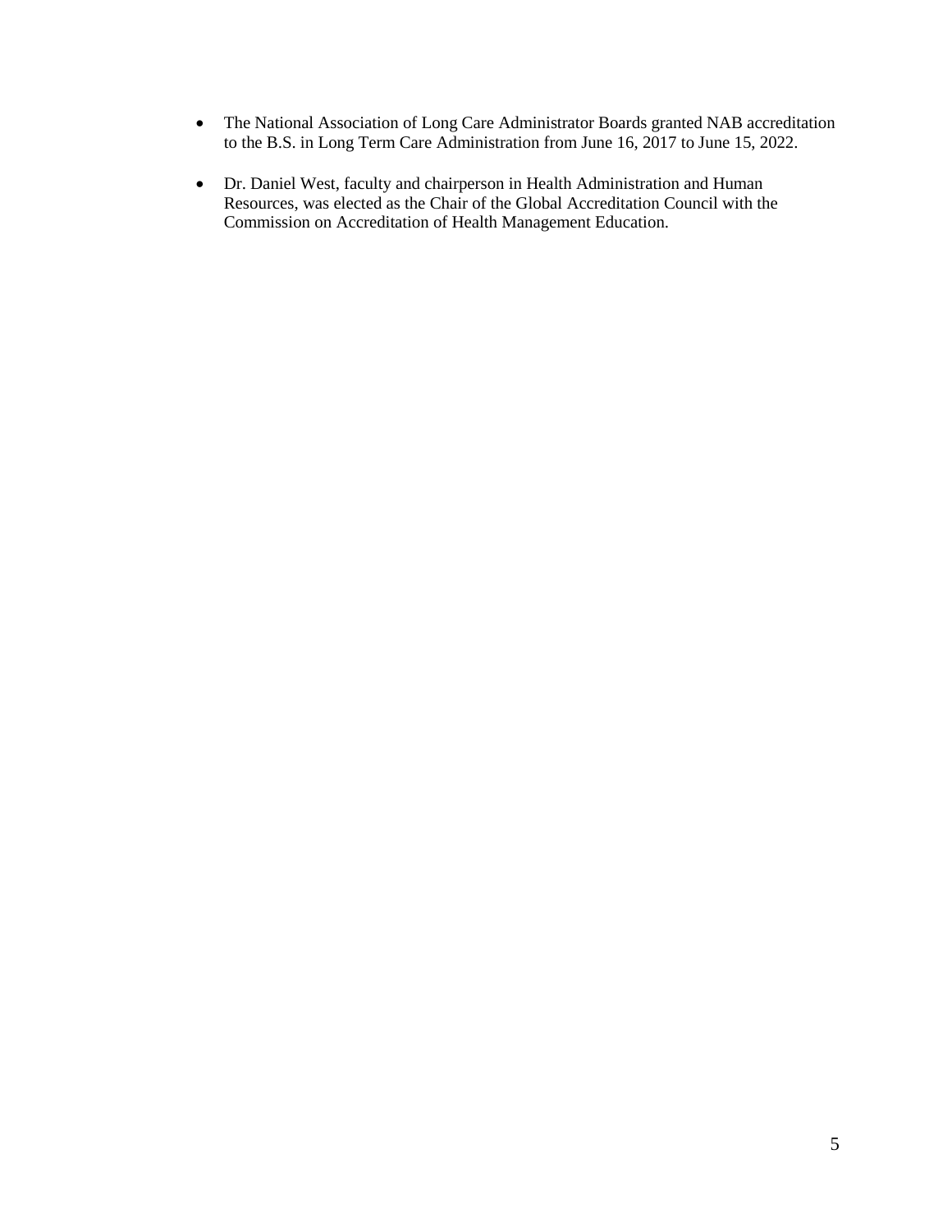- The National Association of Long Care Administrator Boards granted NAB accreditation to the B.S. in Long Term Care Administration from June 16, 2017 to June 15, 2022.

- Dr. Daniel West, faculty and chairperson in Health Administration and Human Resources, was elected as the Chair of the Global Accreditation Council with the Commission on Accreditation of Health Management Education.